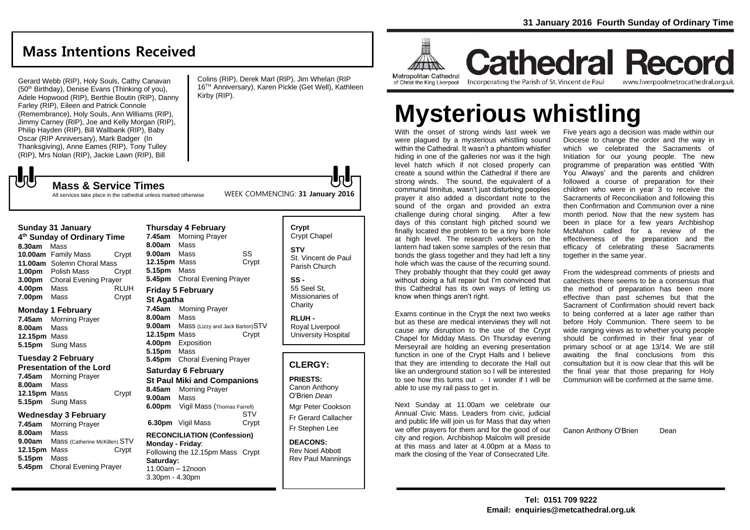31 January 2016 Fourth Sunday of Ordinary Time

Metropolitan Cathedral of Christ the King Liverpool

# Cathedral Record

Incorporating the Parish of St. Vincent de Paul www.liverpoolmetrocathedral.org.uk

## Mass Intentions Received

Gerard Webb (RIP), Holy Souls, Cathy Canavan (50th Birthday), Denise Evans (Thinking of you), Adele Hopwood (RIP), Berthie Boutin (RIP), Danny Farley (RIP), Eileen and Patrick Connole (Remembrance), Holy Souls, Ann Williams (RIP), Jimmy Carney (RIP), Joe and Kelly Morgan (RIP), Philip Hayden (RIP), Bill Wallbank (RIP), Baby Oscar (RIP Anniversary), Mark Badger (In Thanksgiving), Anne Eames (RIP), Tony Tulley (RIP), Mrs Nolan (RIP), Jackie Lawn (RIP), Bill Colins (RIP), Derek Marl (RIP), Jim Whelan (RIP 16TH Anniversary), Karen Pickle (Get Well), Kathleen Kirby (RIP).

## Mass & Service Times

All services take place in the cathedral unless marked otherwise

WEEK COMMENCING: **31 January 2016**

### Sunday 31 January
**4th Sunday of Ordinary Time**

**8.30am** Mass
**10.00am** Family Mass Crypt
**11.00am** Solemn Choral Mass
**1.00pm** Polish Mass Crypt
**3.00pm** Choral Evening Prayer
**4.00pm** Mass RLUH
**7.00pm** Mass Crypt

### Monday 1 February

**7.45am** Morning Prayer
**8.00am** Mass
**12.15pm** Mass
**5.15pm** Sung Mass

### Tuesday 2 February
**Presentation of the Lord**

**7.45am** Morning Prayer
**8.00am** Mass
**12.15pm** Mass Crypt
**5.15pm** Sung Mass

### Wednesday 3 February

**7.45am** Morning Prayer
**8.00am** Mass
**9.00am** Mass (Catherine McKillen) STV
**12.15pm** Mass Crypt
**5.15pm** Mass
**5.45pm** Choral Evening Prayer

### Thursday 4 February

**7.45am** Morning Prayer
**8.00am** Mass
**9.00am** Mass SS
**12.15pm** Mass Crypt
**5.15pm** Mass
**5.45pm** Choral Evening Prayer

### Friday 5 February
**St Agatha**

**7.45am** Morning Prayer
**8.00am** Mass
**9.00am** Mass (Lizzy and Jack Barton) STV
**12.15pm** Mass Crypt
**4.00pm** Exposition
**5.15pm** Mass
**5.45pm** Choral Evening Prayer

### Saturday 6 February
**St Paul Miki and Companions**

**8.45am** Morning Prayer
**9.00am** Mass
**6.00pm** Vigil Mass (Thomas Farrell) STV
**6.30pm** Vigil Mass Crypt

**RECONCILIATION (Confession)**
**Monday - Friday**:
Following the 12.15pm Mass Crypt
**Saturday:**
11.00am – 12noon
3.30pm - 4.30pm

**Crypt**
Crypt Chapel

**STV**
St. Vincent de Paul Parish Church

**SS -**
55 Seel St, Missionaries of Charity

**RLUH -**
Royal Liverpool University Hospital

## CLERGY:

**PRIESTS:**
Canon Anthony O'Brien *Dean*
Mgr Peter Cookson
Fr Gerard Callacher
Fr Stephen Lee

**DEACONS:**
Rev Noel Abbott
Rev Paul Mannings

# Mysterious whistling

With the onset of strong winds last week we were plagued by a mysterious whistling sound within the Cathedral. It wasn't a phantom whistler hiding in one of the galleries nor was it the high level hatch which if not closed properly can create a sound within the Cathedral if there are strong winds. The sound, the equivalent of a communal tinnitus, wasn't just disturbing peoples prayer it also added a discordant note to the sound of the organ and provided an extra challenge during choral singing. After a few days of this constant high pitched sound we finally located the problem to be a tiny bore hole at high level. The research workers on the lantern had taken some samples of the resin that bonds the glass together and they had left a tiny hole which was the cause of the recurring sound. They probably thought that they could get away without doing a full repair but I'm convinced that this Cathedral has its own ways of letting us know when things aren't right.

Exams continue in the Crypt the next two weeks but as these are medical interviews they will not cause any disruption to the use of the Crypt Chapel for Midday Mass. On Thursday evening Merseyrail are holding an evening presentation function in one of the Crypt Halls and I believe that they are intending to decorate the Hall out like an underground station so I will be interested to see how this turns out - I wonder if I will be able to use my rail pass to get in.

Next Sunday at 11.00am we celebrate our Annual Civic Mass. Leaders from civic, judicial and public life will join us for Mass that day when we offer prayers for them and for the good of our city and region. Archbishop Malcolm will preside at this mass and later at 4.00pm at a Mass to mark the closing of the Year of Consecrated Life.

Five years ago a decision was made within our Diocese to change the order and the way in which we celebrated the Sacraments of Initiation for our young people. The new programme of preparation was entitled 'With You Always' and the parents and children followed a course of preparation for their children who were in year 3 to receive the Sacraments of Reconciliation and following this then Confirmation and Communion over a nine month period. Now that the new system has been in place for a few years Archbishop McMahon called for a review of the effectiveness of the preparation and the efficacy of celebrating these Sacraments together in the same year.

From the widespread comments of priests and catechists there seems to be a consensus that the method of preparation has been more effective than past schemes but that the Sacrament of Confirmation should revert back to being conferred at a later age rather than before Holy Communion. There seem to be wide ranging views as to whether young people should be confirmed in their final year of primary school or at age 13/14. We are still awaiting the final conclusions from this consultation but it is now clear that this will be the final year that those preparing for Holy Communion will be confirmed at the same time.

Canon Anthony O'Brien Dean

**Tel: 0151 709 9222**
**Email: enquiries@metcathedral.org.uk**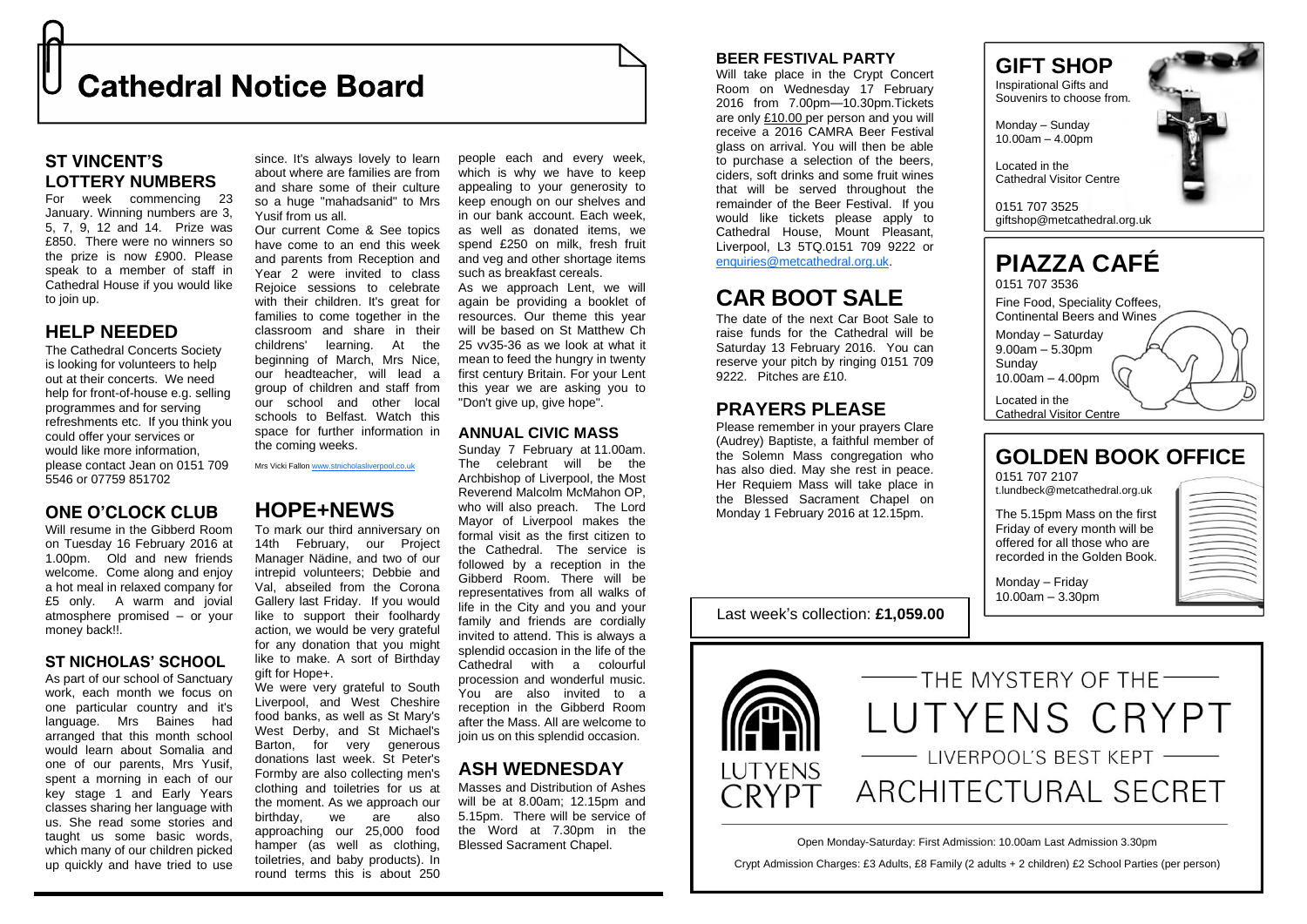# Cathedral Notice Board

## ST VINCENT'S LOTTERY NUMBERS

For week commencing 23 January. Winning numbers are 3, 5, 7, 9, 12 and 14. Prize was £850. There were no winners so the prize is now £900. Please speak to a member of staff in Cathedral House if you would like to join up.

## HELP NEEDED

The Cathedral Concerts Society is looking for volunteers to help out at their concerts. We need help for front-of-house e.g. selling programmes and for serving refreshments etc. If you think you could offer your services or would like more information, please contact Jean on 0151 709 5546 or 07759 851702

## ONE O'CLOCK CLUB

Will resume in the Gibberd Room on Tuesday 16 February 2016 at 1.00pm. Old and new friends welcome. Come along and enjoy a hot meal in relaxed company for £5 only. A warm and jovial atmosphere promised – or your money back!!.

### ST NICHOLAS' SCHOOL

As part of our school of Sanctuary work, each month we focus on one particular country and it's language. Mrs Baines had arranged that this month school would learn about Somalia and one of our parents, Mrs Yusif, spent a morning in each of our key stage 1 and Early Years classes sharing her language with us. She read some stories and taught us some basic words, which many of our children picked up quickly and have tried to use since. It's always lovely to learn about where are families are from and share some of their culture so a huge "mahadsanid" to Mrs Yusif from us all.

Our current Come & See topics have come to an end this week and parents from Reception and Year 2 were invited to class Rejoice sessions to celebrate with their children. It's great for families to come together in the classroom and share in their childrens' learning. At the beginning of March, Mrs Nice, our headteacher, will lead a group of children and staff from our school and other local schools to Belfast. Watch this space for further information in the coming weeks.

Mrs Vicki Fallon www.stnicholasliverpool.co.uk

## HOPE+NEWS

To mark our third anniversary on 14th February, our Project Manager Nädine, and two of our intrepid volunteers; Debbie and Val, abseiled from the Corona Gallery last Friday. If you would like to support their foolhardy action, we would be very grateful for any donation that you might like to make. A sort of Birthday gift for Hope+.

We were very grateful to South Liverpool, and West Cheshire food banks, as well as St Mary's West Derby, and St Michael's Barton, for very generous donations last week. St Peter's Formby are also collecting men's clothing and toiletries for us at the moment. As we approach our birthday, we are also approaching our 25,000 food hamper (as well as clothing, toiletries, and baby products). In round terms this is about 250 people each and every week, which is why we have to keep appealing to your generosity to keep enough on our shelves and in our bank account. Each week, as well as donated items, we spend £250 on milk, fresh fruit and veg and other shortage items such as breakfast cereals.

As we approach Lent, we will again be providing a booklet of resources. Our theme this year will be based on St Matthew Ch 25 vv35-36 as we look at what it mean to feed the hungry in twenty first century Britain. For your Lent this year we are asking you to "Don't give up, give hope".

### ANNUAL CIVIC MASS

Sunday 7 February at 11.00am. The celebrant will be the Archbishop of Liverpool, the Most Reverend Malcolm McMahon OP, who will also preach. The Lord Mayor of Liverpool makes the formal visit as the first citizen to the Cathedral. The service is followed by a reception in the Gibberd Room. There will be representatives from all walks of life in the City and you and your family and friends are cordially invited to attend. This is always a splendid occasion in the life of the Cathedral with a colourful procession and wonderful music. You are also invited to a reception in the Gibberd Room after the Mass. All are welcome to join us on this splendid occasion.

## ASH WEDNESDAY

Masses and Distribution of Ashes will be at 8.00am; 12.15pm and 5.15pm. There will be service of the Word at 7.30pm in the Blessed Sacrament Chapel.

### BEER FESTIVAL PARTY

Will take place in the Crypt Concert Room on Wednesday 17 February 2016 from 7.00pm—10.30pm.Tickets are only £10.00 per person and you will receive a 2016 CAMRA Beer Festival glass on arrival. You will then be able to purchase a selection of the beers, ciders, soft drinks and some fruit wines that will be served throughout the remainder of the Beer Festival. If you would like tickets please apply to Cathedral House, Mount Pleasant, Liverpool, L3 5TQ.0151 709 9222 or enquiries@metcathedral.org.uk.

# CAR BOOT SALE

The date of the next Car Boot Sale to raise funds for the Cathedral will be Saturday 13 February 2016. You can reserve your pitch by ringing 0151 709 9222. Pitches are £10.

## PRAYERS PLEASE

Please remember in your prayers Clare (Audrey) Baptiste, a faithful member of the Solemn Mass congregation who has also died. May she rest in peace. Her Requiem Mass will take place in the Blessed Sacrament Chapel on Monday 1 February 2016 at 12.15pm.

Last week's collection: **£1,059.00**

## GIFT SHOP

Inspirational Gifts and Souvenirs to choose from.

Monday – Sunday
10.00am – 4.00pm

Located in the Cathedral Visitor Centre

0151 707 3525
giftshop@metcathedral.org.uk

# PIAZZA CAFÉ

0151 707 3536

Fine Food, Speciality Coffees, Continental Beers and Wines

Monday – Saturday
9.00am – 5.30pm
Sunday
10.00am – 4.00pm

Located in the Cathedral Visitor Centre

## GOLDEN BOOK OFFICE

0151 707 2107
t.lundbeck@metcathedral.org.uk

The 5.15pm Mass on the first Friday of every month will be offered for all those who are recorded in the Golden Book.

Monday – Friday
10.00am – 3.30pm

LUTYENS CRYPT

THE MYSTERY OF THE LUTYENS CRYPT

LIVERPOOL'S BEST KEPT ARCHITECTURAL SECRET

Open Monday-Saturday: First Admission: 10.00am Last Admission 3.30pm

Crypt Admission Charges: £3 Adults, £8 Family (2 adults + 2 children) £2 School Parties (per person)